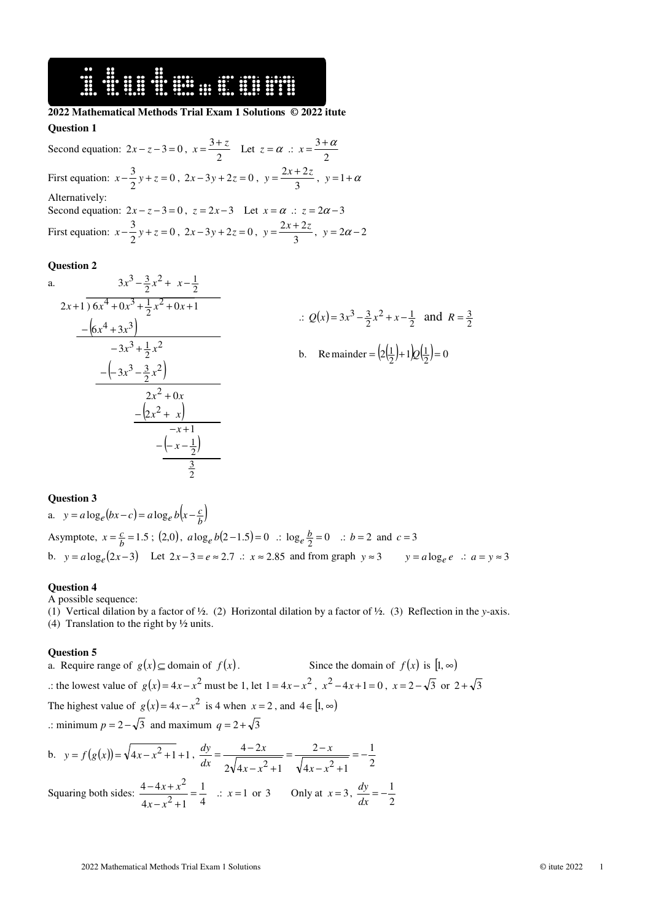**2022 Mathematical Methods Trial Exam 1 Solutions © 2022 itute**

**Question 1**

Second equation: $2x - z - 3 = 0$, $x = \frac{3+z}{2}$ Let $z = \alpha$ .: $x = \frac{3+\alpha}{2}$

First equation: $x - \frac{3}{2}y + z = 0$, $2x - 3y + 2z = 0$, $y = \frac{2x+2z}{3}$, $y = 1 + \alpha$

Alternatively:

Second equation: $2x - z - 3 = 0$, $z = 2x - 3$ Let $x = \alpha$ .: $z = 2\alpha - 3$

First equation: $x - \frac{3}{2}y + z = 0$, $2x - 3y + 2z = 0$, $y = \frac{2x+2z}{3}$, $y = 2\alpha - 2$

**Question 2**

a.

$$
\begin{array}{r l}
 & 3x^3 - \tfrac{3}{2}x^2 + x - \tfrac{1}{2} \\
2x+1 \,\big) & 6x^4 + 0x^3 + \tfrac{1}{2}x^2 + 0x + 1 \\
 & -\left(6x^4 + 3x^3\right) \\
 & -3x^3 + \tfrac{1}{2}x^2 \\
 & -\left(-3x^3 - \tfrac{3}{2}x^2\right) \\
 & 2x^2 + 0x \\
 & -\left(2x^2 + x\right) \\
 & -x + 1 \\
 & -\left(-x - \tfrac{1}{2}\right) \\
 & \tfrac{3}{2}
\end{array}
$$

.: $Q(x) = 3x^3 - \frac{3}{2}x^2 + x - \frac{1}{2}$ and $R = \frac{3}{2}$

b. $\text{Remainder} = \left(2\left(\frac{1}{2}\right)+1\right)Q\left(\frac{1}{2}\right) = 0$

**Question 3**

a. $y = a\log_e(bx - c) = a\log_e b\left(x - \frac{c}{b}\right)$

Asymptote, $x = \frac{c}{b} = 1.5$; $(2,0)$, $a\log_e b(2 - 1.5) = 0$ .: $\log_e \frac{b}{2} = 0$ .: $b = 2$ and $c = 3$

b. $y = a\log_e(2x - 3)$ Let $2x - 3 = e \approx 2.7$ .: $x \approx 2.85$ and from graph $y \approx 3$ $y = a\log_e e$ .: $a = y \approx 3$

**Question 4**

A possible sequence:

(1) Vertical dilation by a factor of ½. (2) Horizontal dilation by a factor of ½. (3) Reflection in the *y*-axis.
(4) Translation to the right by ½ units.

**Question 5**

a. Require range of $g(x) \subseteq$ domain of $f(x)$. Since the domain of $f(x)$ is $[1, \infty)$

.: the lowest value of $g(x) = 4x - x^2$ must be 1, let $1 = 4x - x^2$, $x^2 - 4x + 1 = 0$, $x = 2 - \sqrt{3}$ or $2 + \sqrt{3}$

The highest value of $g(x) = 4x - x^2$ is 4 when $x = 2$, and $4 \in [1, \infty)$

.: minimum $p = 2 - \sqrt{3}$ and maximum $q = 2 + \sqrt{3}$

b. $y = f(g(x)) = \sqrt{4x - x^2 + 1} + 1$, $\frac{dy}{dx} = \frac{4 - 2x}{2\sqrt{4x - x^2 + 1}} = \frac{2 - x}{\sqrt{4x - x^2 + 1}} = -\frac{1}{2}$

Squaring both sides: $\frac{4 - 4x + x^2}{4x - x^2 + 1} = \frac{1}{4}$ .: $x = 1$ or $3$ Only at $x = 3$, $\frac{dy}{dx} = -\frac{1}{2}$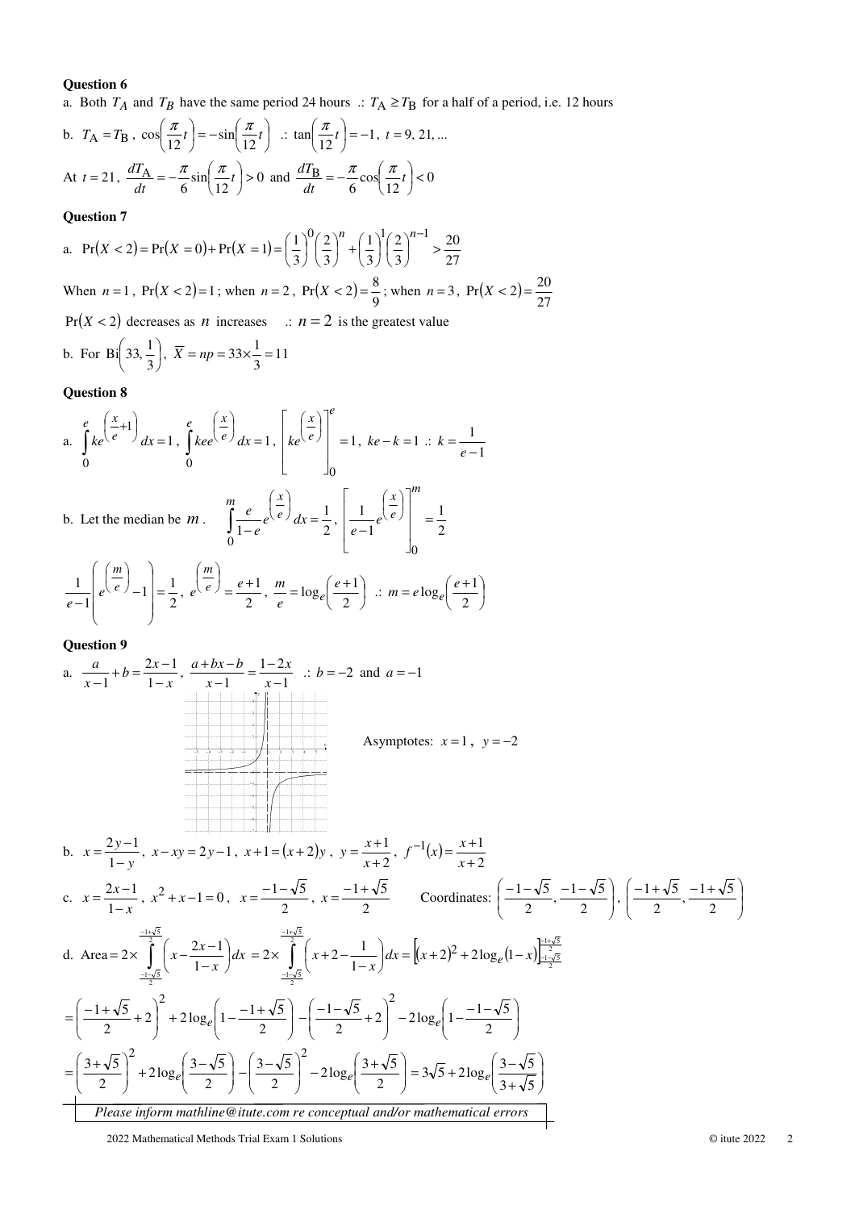**Question 6**

a. Both $T_A$ and $T_B$ have the same period 24 hours .: $T_A \geq T_B$ for a half of a period, i.e. 12 hours

b. $T_A = T_B$, $\cos\left(\frac{\pi}{12}t\right) = -\sin\left(\frac{\pi}{12}t\right)$ .: $\tan\left(\frac{\pi}{12}t\right) = -1$, $t = 9, 21, ...$

At $t = 21$, $\frac{dT_A}{dt} = -\frac{\pi}{6}\sin\left(\frac{\pi}{12}t\right) > 0$ and $\frac{dT_B}{dt} = -\frac{\pi}{6}\cos\left(\frac{\pi}{12}t\right) < 0$

**Question 7**

a. $\Pr(X < 2) = \Pr(X = 0) + \Pr(X = 1) = \left(\frac{1}{3}\right)^0\left(\frac{2}{3}\right)^n + \left(\frac{1}{3}\right)^1\left(\frac{2}{3}\right)^{n-1} > \frac{20}{27}$

When $n = 1$, $\Pr(X < 2) = 1$; when $n = 2$, $\Pr(X < 2) = \frac{8}{9}$; when $n = 3$, $\Pr(X < 2) = \frac{20}{27}$

$\Pr(X < 2)$ decreases as $n$ increases .: $n = 2$ is the greatest value

b. For $\text{Bi}\left(33, \frac{1}{3}\right)$, $\overline{X} = np = 33 \times \frac{1}{3} = 11$

**Question 8**

a. $\int_0^e ke^{\left(\frac{x}{e}+1\right)} dx = 1$, $\int_0^e kee^{\left(\frac{x}{e}\right)} dx = 1$, $\left[ke^{\left(\frac{x}{e}\right)}\right]_0^e = 1$, $ke - k = 1$ .: $k = \frac{1}{e-1}$

b. Let the median be $m$. $\int_0^m \frac{e}{1-e} e^{\left(\frac{x}{e}\right)} dx = \frac{1}{2}$, $\left[\frac{1}{e-1} e^{\left(\frac{x}{e}\right)}\right]_0^m = \frac{1}{2}$

$\frac{1}{e-1}\left(e^{\left(\frac{m}{e}\right)} - 1\right) = \frac{1}{2}$, $e^{\left(\frac{m}{e}\right)} = \frac{e+1}{2}$, $\frac{m}{e} = \log_e\left(\frac{e+1}{2}\right)$ .: $m = e\log_e\left(\frac{e+1}{2}\right)$

**Question 9**

a. $\frac{a}{x-1} + b = \frac{2x-1}{1-x}$, $\frac{a + bx - b}{x-1} = \frac{1-2x}{x-1}$ .: $b = -2$ and $a = -1$

Asymptotes: $x = 1$, $y = -2$

b. $x = \frac{2y-1}{1-y}$, $x - xy = 2y - 1$, $x + 1 = (x+2)y$, $y = \frac{x+1}{x+2}$, $f^{-1}(x) = \frac{x+1}{x+2}$

c. $x = \frac{2x-1}{1-x}$, $x^2 + x - 1 = 0$, $x = \frac{-1-\sqrt{5}}{2}$, $x = \frac{-1+\sqrt{5}}{2}$ Coordinates: $\left(\frac{-1-\sqrt{5}}{2}, \frac{-1-\sqrt{5}}{2}\right)$, $\left(\frac{-1+\sqrt{5}}{2}, \frac{-1+\sqrt{5}}{2}\right)$

d. $\text{Area} = 2 \times \int_{\frac{-1-\sqrt{5}}{2}}^{\frac{-1+\sqrt{5}}{2}} \left(x - \frac{2x-1}{1-x}\right) dx = 2 \times \int_{\frac{-1-\sqrt{5}}{2}}^{\frac{-1+\sqrt{5}}{2}} \left(x + 2 - \frac{1}{1-x}\right) dx = \left[(x+2)^2 + 2\log_e(1-x)\right]_{\frac{-1-\sqrt{5}}{2}}^{\frac{-1+\sqrt{5}}{2}}$

$= \left(\frac{-1+\sqrt{5}}{2} + 2\right)^2 + 2\log_e\left(1 - \frac{-1+\sqrt{5}}{2}\right) - \left(\frac{-1-\sqrt{5}}{2} + 2\right)^2 - 2\log_e\left(1 - \frac{-1-\sqrt{5}}{2}\right)$

$= \left(\frac{3+\sqrt{5}}{2}\right)^2 + 2\log_e\left(\frac{3-\sqrt{5}}{2}\right) - \left(\frac{3-\sqrt{5}}{2}\right)^2 - 2\log_e\left(\frac{3+\sqrt{5}}{2}\right) = 3\sqrt{5} + 2\log_e\left(\frac{3-\sqrt{5}}{3+\sqrt{5}}\right)$

*Please inform mathline@itute.com re conceptual and/or mathematical errors*